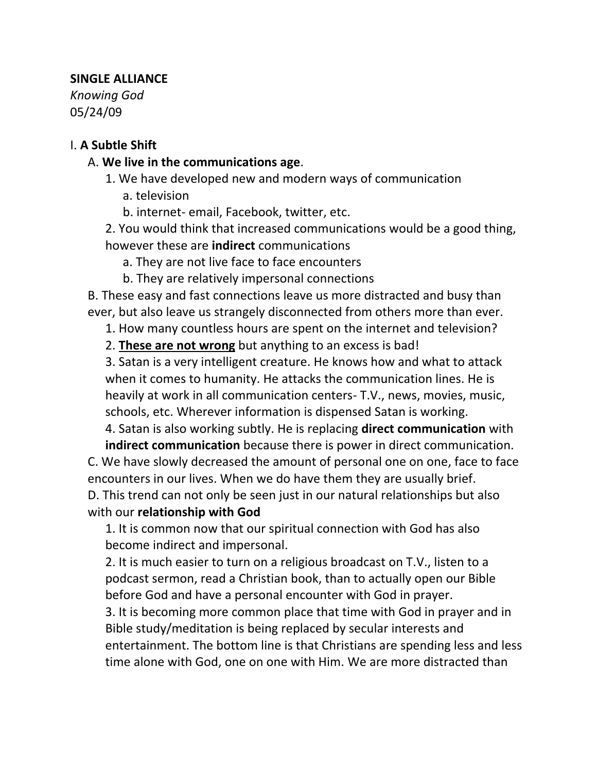**SINGLE ALLIANCE**

*Knowing God*

05/24/09

I. **A Subtle Shift**

A. **We live in the communications age**.

1. We have developed new and modern ways of communication
   - a. television
   - b. internet- email, Facebook, twitter, etc.
2. You would think that increased communications would be a good thing, however these are **indirect** communications
   - a. They are not live face to face encounters
   - b. They are relatively impersonal connections

B. These easy and fast connections leave us more distracted and busy than ever, but also leave us strangely disconnected from others more than ever.

1. How many countless hours are spent on the internet and television?
2. <u>**These are not wrong**</u> but anything to an excess is bad!
3. Satan is a very intelligent creature. He knows how and what to attack when it comes to humanity. He attacks the communication lines. He is heavily at work in all communication centers- T.V., news, movies, music, schools, etc. Wherever information is dispensed Satan is working.
4. Satan is also working subtly. He is replacing **direct communication** with **indirect communication** because there is power in direct communication.

C. We have slowly decreased the amount of personal one on one, face to face encounters in our lives. When we do have them they are usually brief.

D. This trend can not only be seen just in our natural relationships but also with our **relationship with God**

1. It is common now that our spiritual connection with God has also become indirect and impersonal.
2. It is much easier to turn on a religious broadcast on T.V., listen to a podcast sermon, read a Christian book, than to actually open our Bible before God and have a personal encounter with God in prayer.
3. It is becoming more common place that time with God in prayer and in Bible study/meditation is being replaced by secular interests and entertainment. The bottom line is that Christians are spending less and less time alone with God, one on one with Him. We are more distracted than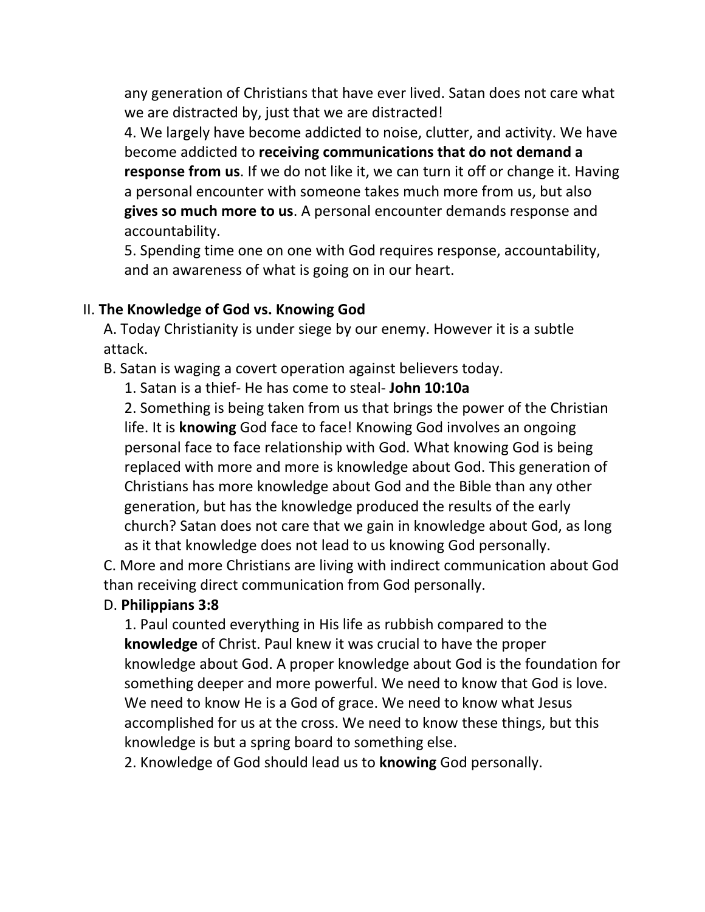any generation of Christians that have ever lived. Satan does not care what we are distracted by, just that we are distracted!

4. We largely have become addicted to noise, clutter, and activity. We have become addicted to **receiving communications that do not demand a response from us**. If we do not like it, we can turn it off or change it. Having a personal encounter with someone takes much more from us, but also **gives so much more to us**. A personal encounter demands response and accountability.

5. Spending time one on one with God requires response, accountability, and an awareness of what is going on in our heart.

II. **The Knowledge of God vs. Knowing God**

A. Today Christianity is under siege by our enemy. However it is a subtle attack.

B. Satan is waging a covert operation against believers today.

1. Satan is a thief- He has come to steal- **John 10:10a**

2. Something is being taken from us that brings the power of the Christian life. It is **knowing** God face to face! Knowing God involves an ongoing personal face to face relationship with God. What knowing God is being replaced with more and more is knowledge about God. This generation of Christians has more knowledge about God and the Bible than any other generation, but has the knowledge produced the results of the early church? Satan does not care that we gain in knowledge about God, as long as it that knowledge does not lead to us knowing God personally.

C. More and more Christians are living with indirect communication about God than receiving direct communication from God personally.

D. **Philippians 3:8**

1. Paul counted everything in His life as rubbish compared to the **knowledge** of Christ. Paul knew it was crucial to have the proper knowledge about God. A proper knowledge about God is the foundation for something deeper and more powerful. We need to know that God is love. We need to know He is a God of grace. We need to know what Jesus accomplished for us at the cross. We need to know these things, but this knowledge is but a spring board to something else.

2. Knowledge of God should lead us to **knowing** God personally.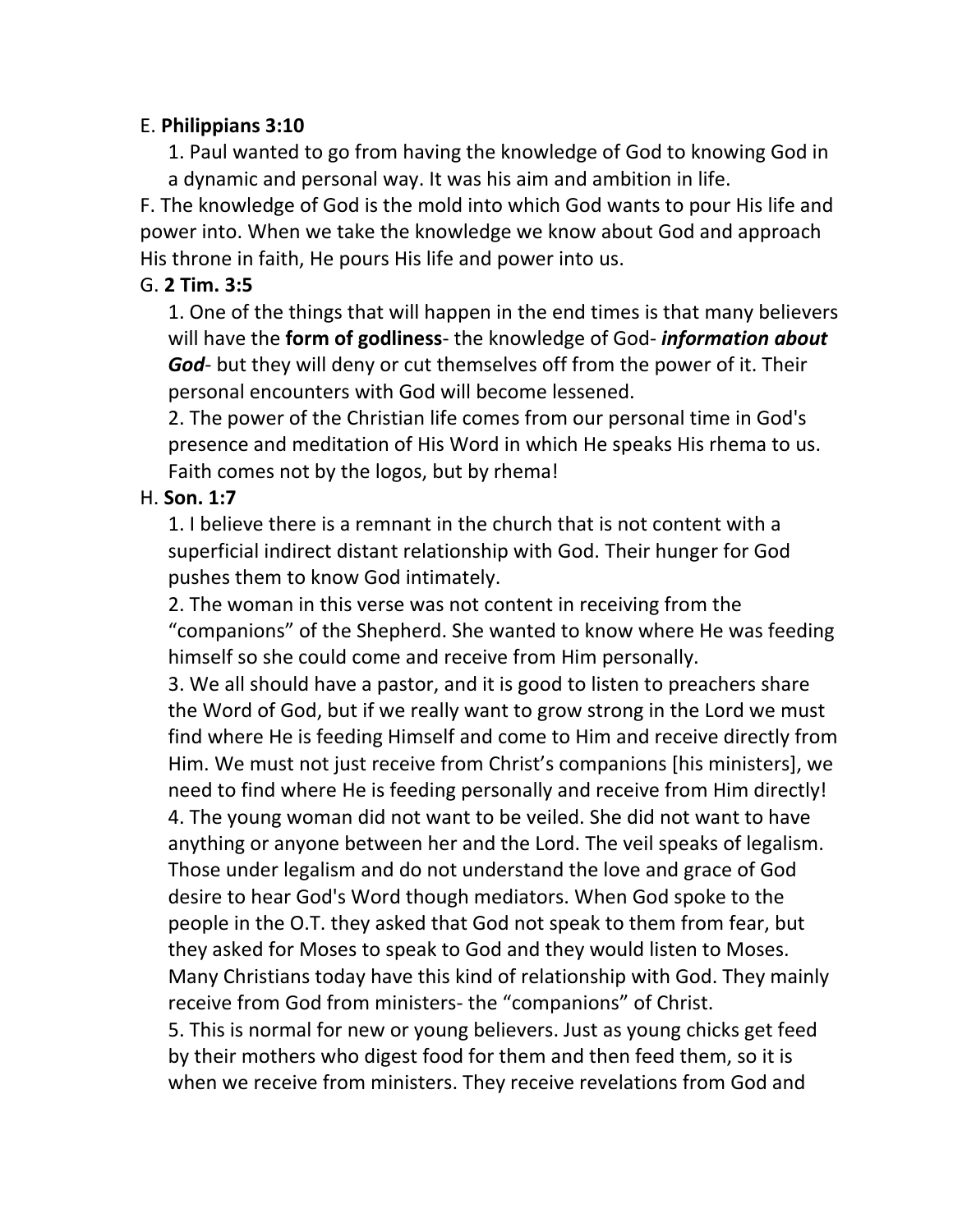E. **Philippians 3:10**

1. Paul wanted to go from having the knowledge of God to knowing God in a dynamic and personal way. It was his aim and ambition in life.

F. The knowledge of God is the mold into which God wants to pour His life and power into. When we take the knowledge we know about God and approach His throne in faith, He pours His life and power into us.

G. **2 Tim. 3:5**

1. One of the things that will happen in the end times is that many believers will have the **form of godliness**- the knowledge of God- ***information about God***- but they will deny or cut themselves off from the power of it. Their personal encounters with God will become lessened.
2. The power of the Christian life comes from our personal time in God's presence and meditation of His Word in which He speaks His rhema to us. Faith comes not by the logos, but by rhema!

H. **Son. 1:7**

1. I believe there is a remnant in the church that is not content with a superficial indirect distant relationship with God. Their hunger for God pushes them to know God intimately.
2. The woman in this verse was not content in receiving from the "companions" of the Shepherd. She wanted to know where He was feeding himself so she could come and receive from Him personally.
3. We all should have a pastor, and it is good to listen to preachers share the Word of God, but if we really want to grow strong in the Lord we must find where He is feeding Himself and come to Him and receive directly from Him. We must not just receive from Christ's companions [his ministers], we need to find where He is feeding personally and receive from Him directly!
4. The young woman did not want to be veiled. She did not want to have anything or anyone between her and the Lord. The veil speaks of legalism. Those under legalism and do not understand the love and grace of God desire to hear God's Word though mediators. When God spoke to the people in the O.T. they asked that God not speak to them from fear, but they asked for Moses to speak to God and they would listen to Moses. Many Christians today have this kind of relationship with God. They mainly receive from God from ministers- the "companions" of Christ.
5. This is normal for new or young believers. Just as young chicks get feed by their mothers who digest food for them and then feed them, so it is when we receive from ministers. They receive revelations from God and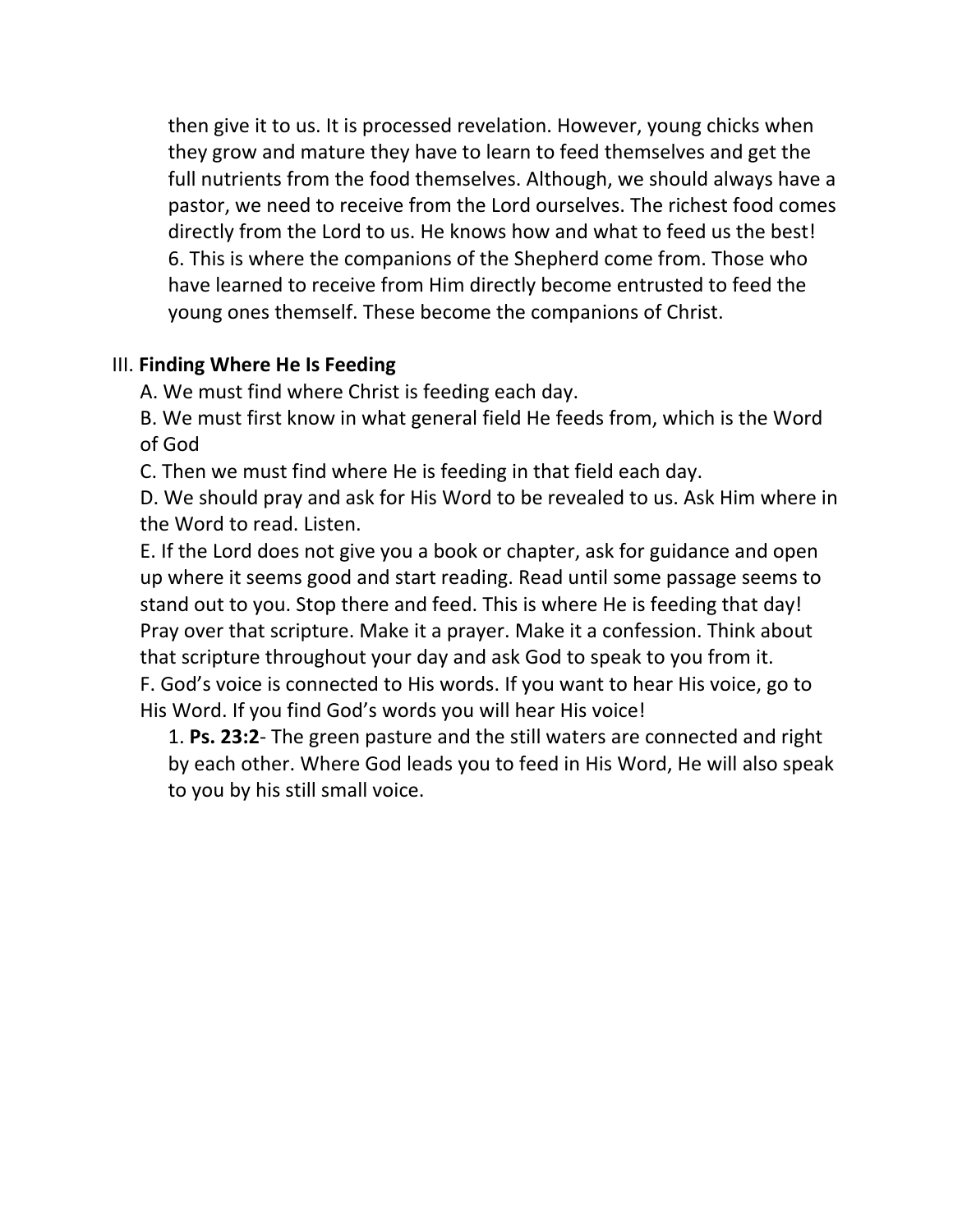then give it to us. It is processed revelation. However, young chicks when they grow and mature they have to learn to feed themselves and get the full nutrients from the food themselves. Although, we should always have a pastor, we need to receive from the Lord ourselves. The richest food comes directly from the Lord to us. He knows how and what to feed us the best!

6. This is where the companions of the Shepherd come from. Those who have learned to receive from Him directly become entrusted to feed the young ones themself. These become the companions of Christ.

III. **Finding Where He Is Feeding**

A. We must find where Christ is feeding each day.

B. We must first know in what general field He feeds from, which is the Word of God

C. Then we must find where He is feeding in that field each day.

D. We should pray and ask for His Word to be revealed to us. Ask Him where in the Word to read. Listen.

E. If the Lord does not give you a book or chapter, ask for guidance and open up where it seems good and start reading. Read until some passage seems to stand out to you. Stop there and feed. This is where He is feeding that day! Pray over that scripture. Make it a prayer. Make it a confession. Think about that scripture throughout your day and ask God to speak to you from it.

F. God's voice is connected to His words. If you want to hear His voice, go to His Word. If you find God's words you will hear His voice!

1. **Ps. 23:2**- The green pasture and the still waters are connected and right by each other. Where God leads you to feed in His Word, He will also speak to you by his still small voice.